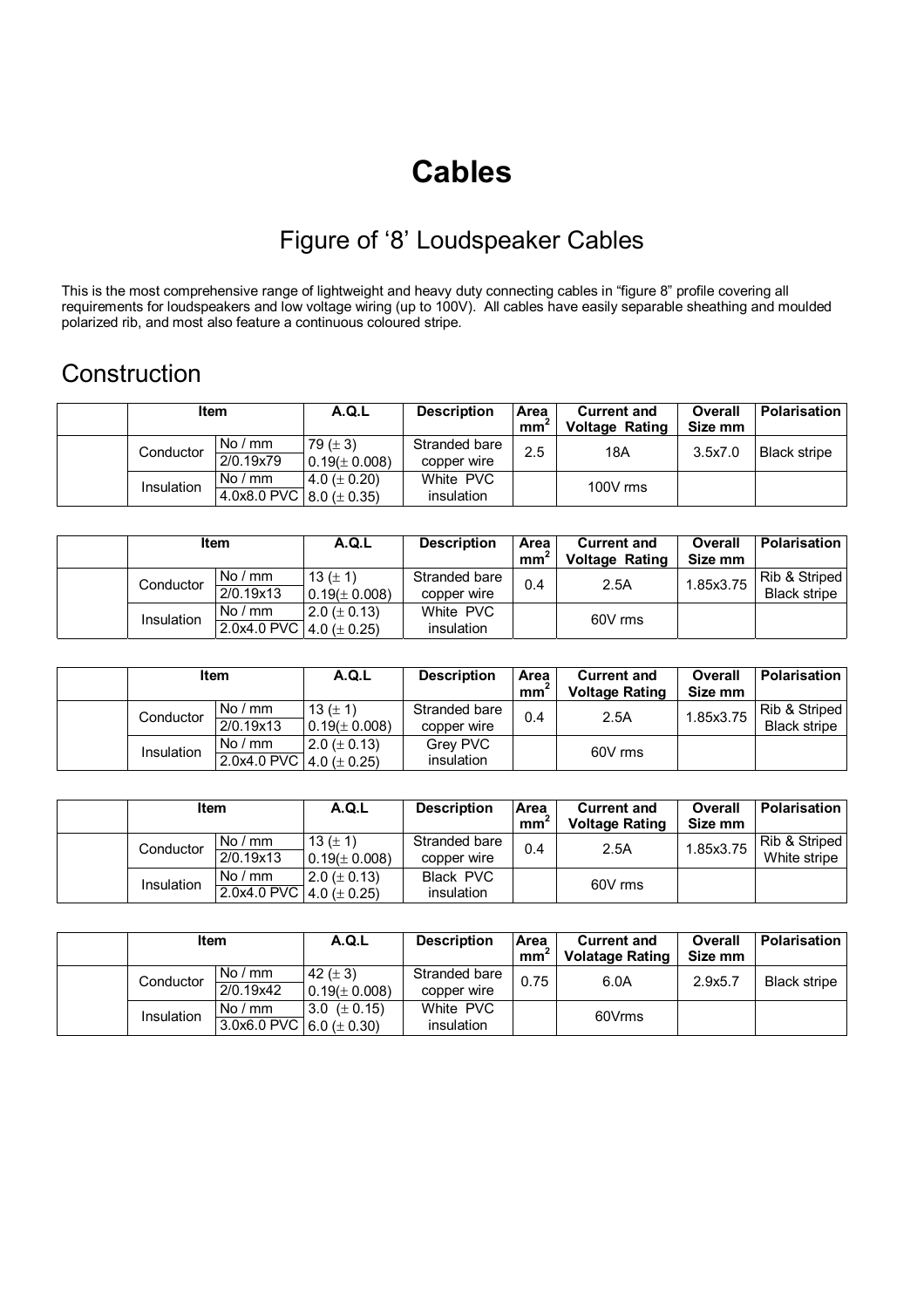# Cables

## Figure of '8' Loudspeaker Cables

This is the most comprehensive range of lightweight and heavy duty connecting cables in "figure 8" profile covering all requirements for loudspeakers and low voltage wiring (up to 100V). All cables have easily separable sheathing and moulded polarized rib, and most also feature a continuous coloured stripe.

## Construction

| | Item | | A.Q.L | Description | Area $mm^2$ | Current and Voltage Rating | Overall Size mm | Polarisation |
|---|---|---|---|---|---|---|---|---|
| | Conductor | No / mm | 79 (± 3) | Stranded bare copper wire | 2.5 | 18A | 3.5x7.0 | Black stripe |
| | | 2/0.19x79 | 0.19(± 0.008) | | | | | |
| | Insulation | No / mm | 4.0 (± 0.20) | White PVC insulation | | 100V rms | | |
| | | 4.0x8.0 PVC | 8.0 (± 0.35) | | | | | |

| | Item | | A.Q.L | Description | Area $mm^2$ | Current and Voltage Rating | Overall Size mm | Polarisation |
|---|---|---|---|---|---|---|---|---|
| | Conductor | No / mm | 13 (± 1) | Stranded bare copper wire | 0.4 | 2.5A | 1.85x3.75 | Rib & Striped Black stripe |
| | | 2/0.19x13 | 0.19(± 0.008) | | | | | |
| | Insulation | No / mm | 2.0 (± 0.13) | White PVC insulation | | 60V rms | | |
| | | 2.0x4.0 PVC | 4.0 (± 0.25) | | | | | |

| | Item | | A.Q.L | Description | Area $mm^2$ | Current and Voltage Rating | Overall Size mm | Polarisation |
|---|---|---|---|---|---|---|---|---|
| | Conductor | No / mm | 13 (± 1) | Stranded bare copper wire | 0.4 | 2.5A | 1.85x3.75 | Rib & Striped Black stripe |
| | | 2/0.19x13 | 0.19(± 0.008) | | | | | |
| | Insulation | No / mm | 2.0 (± 0.13) | Grey PVC insulation | | 60V rms | | |
| | | 2.0x4.0 PVC | 4.0 (± 0.25) | | | | | |

| | Item | | A.Q.L | Description | Area $mm^2$ | Current and Voltage Rating | Overall Size mm | Polarisation |
|---|---|---|---|---|---|---|---|---|
| | Conductor | No / mm | 13 (± 1) | Stranded bare copper wire | 0.4 | 2.5A | 1.85x3.75 | Rib & Striped White stripe |
| | | 2/0.19x13 | 0.19(± 0.008) | | | | | |
| | Insulation | No / mm | 2.0 (± 0.13) | Black PVC insulation | | 60V rms | | |
| | | 2.0x4.0 PVC | 4.0 (± 0.25) | | | | | |

| | Item | | A.Q.L | Description | Area $mm^2$ | Current and Volatage Rating | Overall Size mm | Polarisation |
|---|---|---|---|---|---|---|---|---|
| | Conductor | No / mm | 42 (± 3) | Stranded bare copper wire | 0.75 | 6.0A | 2.9x5.7 | Black stripe |
| | | 2/0.19x42 | 0.19(± 0.008) | | | | | |
| | Insulation | No / mm | 3.0 (± 0.15) | White PVC insulation | | 60Vrms | | |
| | | 3.0x6.0 PVC | 6.0 (± 0.30) | | | | | |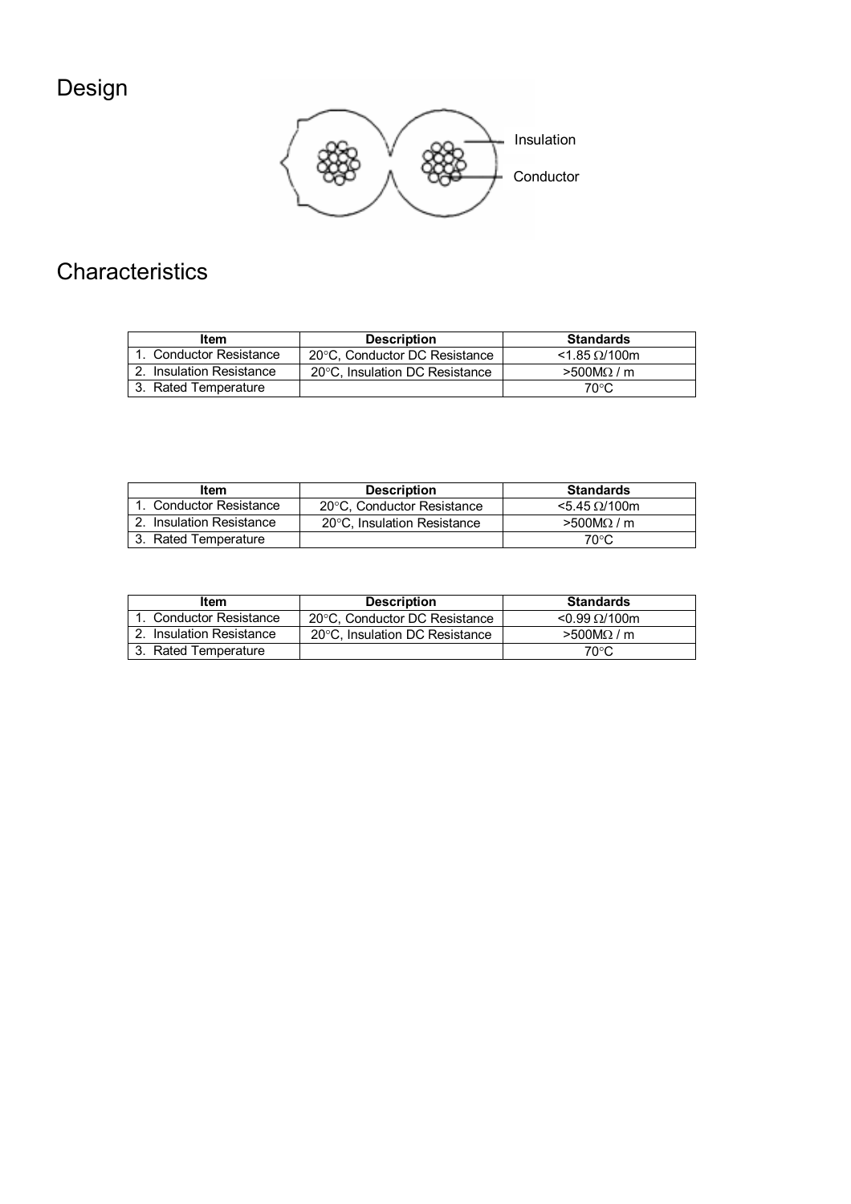# Design

Insulation

Conductor

# Characteristics

| Item | Description | Standards |
|---|---|---|
| 1. Conductor Resistance | 20°C, Conductor DC Resistance | <1.85 Ω/100m |
| 2. Insulation Resistance | 20°C, Insulation DC Resistance | >500MΩ / m |
| 3. Rated Temperature | | 70°C |

| Item | Description | Standards |
|---|---|---|
| 1. Conductor Resistance | 20°C, Conductor Resistance | <5.45 Ω/100m |
| 2. Insulation Resistance | 20°C, Insulation Resistance | >500MΩ / m |
| 3. Rated Temperature | | 70°C |

| Item | Description | Standards |
|---|---|---|
| 1. Conductor Resistance | 20°C, Conductor DC Resistance | <0.99 Ω/100m |
| 2. Insulation Resistance | 20°C, Insulation DC Resistance | >500MΩ / m |
| 3. Rated Temperature | | 70°C |